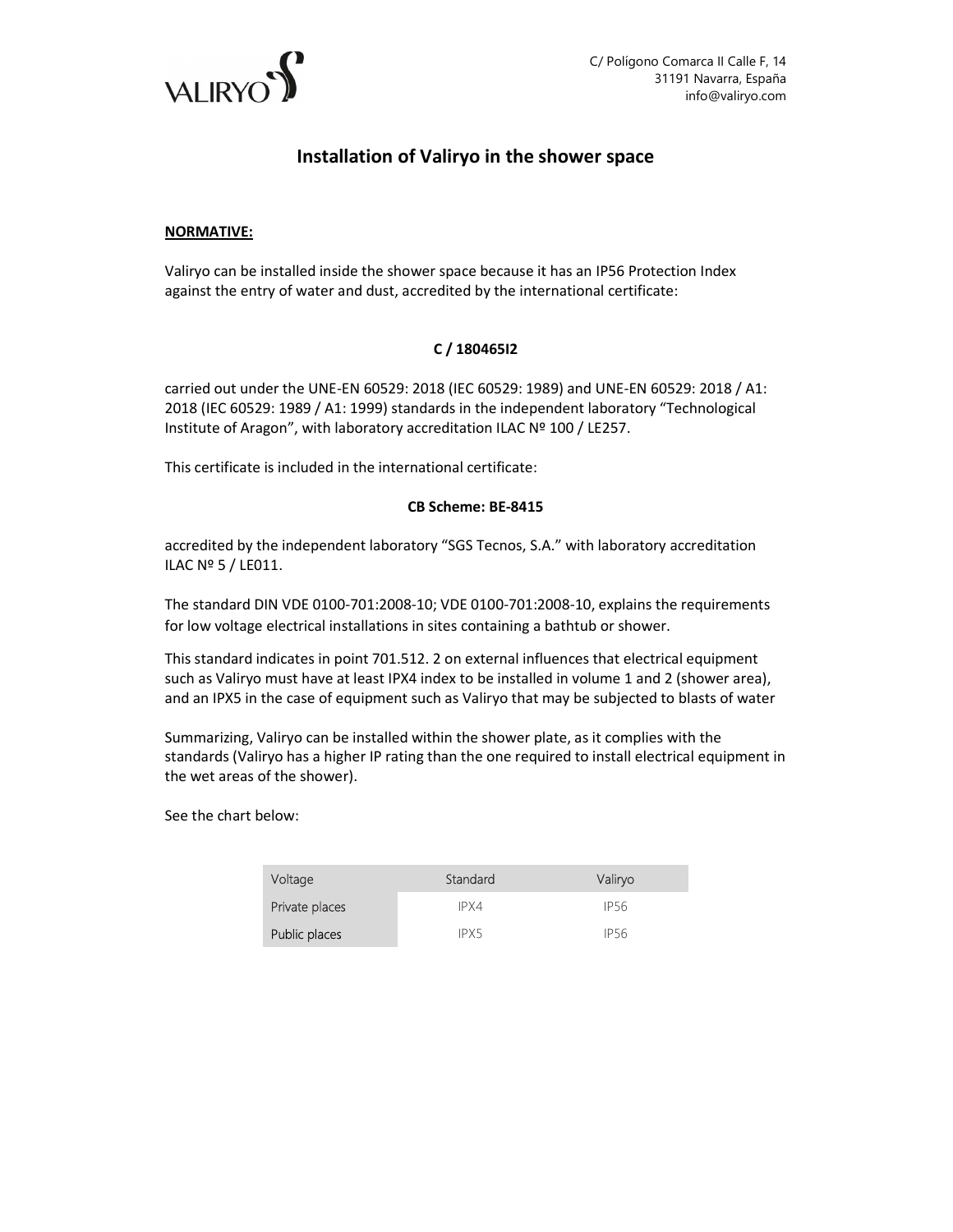VALIRYO

C/ Polígono Comarca II Calle F, 14
31191 Navarra, España
info@valiryo.com

# Installation of Valiryo in the shower space

**NORMATIVE:**

Valiryo can be installed inside the shower space because it has an IP56 Protection Index against the entry of water and dust, accredited by the international certificate:

**C / 180465I2**

carried out under the UNE-EN 60529: 2018 (IEC 60529: 1989) and UNE-EN 60529: 2018 / A1: 2018 (IEC 60529: 1989 / A1: 1999) standards in the independent laboratory "Technological Institute of Aragon", with laboratory accreditation ILAC Nº 100 / LE257.

This certificate is included in the international certificate:

**CB Scheme: BE-8415**

accredited by the independent laboratory "SGS Tecnos, S.A." with laboratory accreditation ILAC Nº 5 / LE011.

The standard DIN VDE 0100-701:2008-10; VDE 0100-701:2008-10, explains the requirements for low voltage electrical installations in sites containing a bathtub or shower.

This standard indicates in point 701.512. 2 on external influences that electrical equipment such as Valiryo must have at least IPX4 index to be installed in volume 1 and 2 (shower area), and an IPX5 in the case of equipment such as Valiryo that may be subjected to blasts of water

Summarizing, Valiryo can be installed within the shower plate, as it complies with the standards (Valiryo has a higher IP rating than the one required to install electrical equipment in the wet areas of the shower).

See the chart below:

| Voltage | Standard | Valiryo |
|---|---|---|
| Private places | IPX4 | IP56 |
| Public places | IPX5 | IP56 |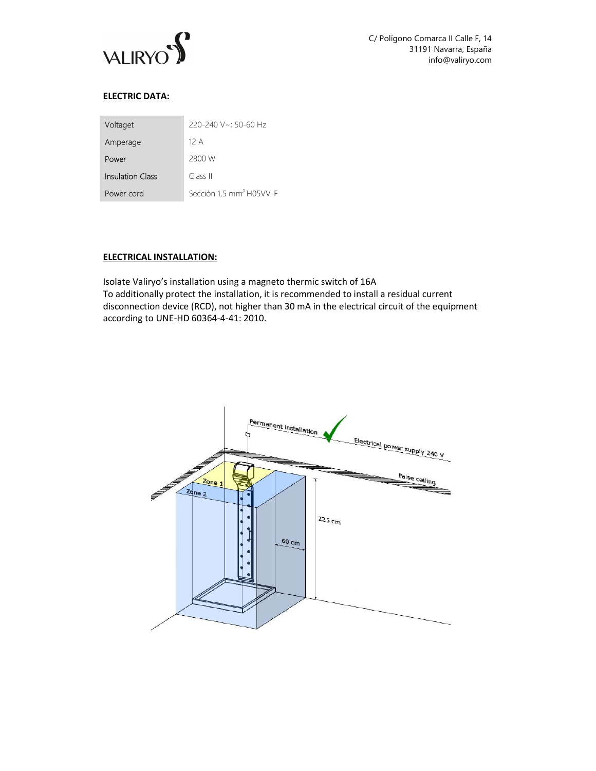## ELECTRIC DATA:

| | |
|---|---|
| Voltaget | 220-240 V~; 50-60 Hz |
| Amperage | 12 A |
| Power | 2800 W |
| Insulation Class | Class II |
| Power cord | Sección 1,5 mm$^2$ H05VV-F |

## ELECTRICAL INSTALLATION:

Isolate Valiryo's installation using a magneto thermic switch of 16A
To additionally protect the installation, it is recommended to install a residual current disconnection device (RCD), not higher than 30 mA in the electrical circuit of the equipment according to UNE-HD 60364-4-41: 2010.

Permanent installation
Electrical power supply 240 v
False ceiling
Zone 1
Zone 2
225 cm
60 cm